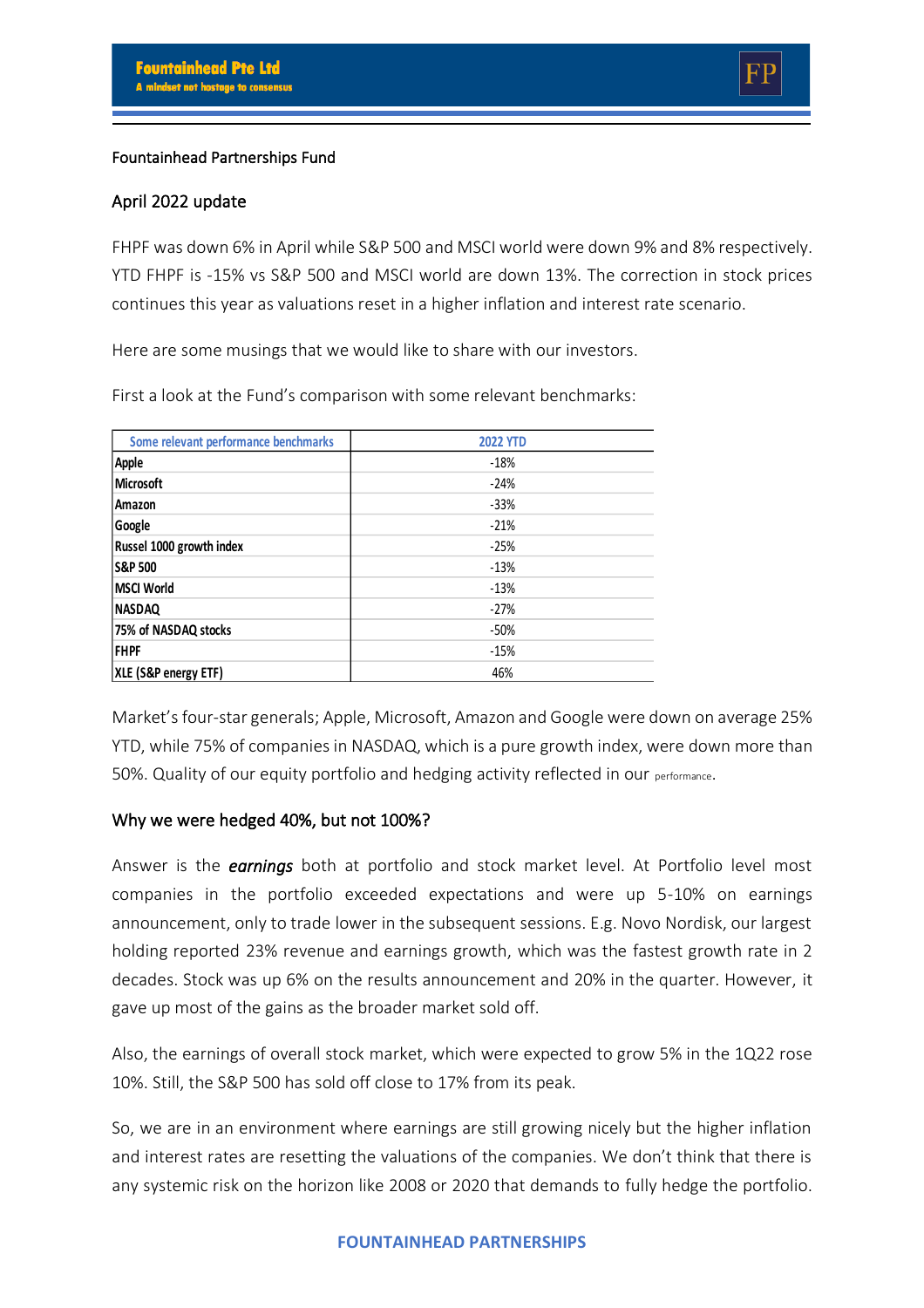Fountainhead Partnerships Fund

April 2022 update

FHPF was down 6% in April while S&P 500 and MSCI world were down 9% and 8% respectively. YTD FHPF is -15% vs S&P 500 and MSCI world are down 13%. The correction in stock prices continues this year as valuations reset in a higher inflation and interest rate scenario.

Here are some musings that we would like to share with our investors.

First a look at the Fund's comparison with some relevant benchmarks:

| Some relevant performance benchmarks | 2022 YTD |
|---|---|
| Apple | -18% |
| Microsoft | -24% |
| Amazon | -33% |
| Google | -21% |
| Russel 1000 growth index | -25% |
| S&P 500 | -13% |
| MSCI World | -13% |
| NASDAQ | -27% |
| 75% of NASDAQ stocks | -50% |
| FHPF | -15% |
| XLE (S&P energy ETF) | 46% |

Market's four-star generals; Apple, Microsoft, Amazon and Google were down on average 25% YTD, while 75% of companies in NASDAQ, which is a pure growth index, were down more than 50%. Quality of our equity portfolio and hedging activity reflected in our performance.

## Why we were hedged 40%, but not 100%?

Answer is the ***earnings*** both at portfolio and stock market level. At Portfolio level most companies in the portfolio exceeded expectations and were up 5-10% on earnings announcement, only to trade lower in the subsequent sessions. E.g. Novo Nordisk, our largest holding reported 23% revenue and earnings growth, which was the fastest growth rate in 2 decades. Stock was up 6% on the results announcement and 20% in the quarter. However, it gave up most of the gains as the broader market sold off.

Also, the earnings of overall stock market, which were expected to grow 5% in the 1Q22 rose 10%. Still, the S&P 500 has sold off close to 17% from its peak.

So, we are in an environment where earnings are still growing nicely but the higher inflation and interest rates are resetting the valuations of the companies. We don't think that there is any systemic risk on the horizon like 2008 or 2020 that demands to fully hedge the portfolio.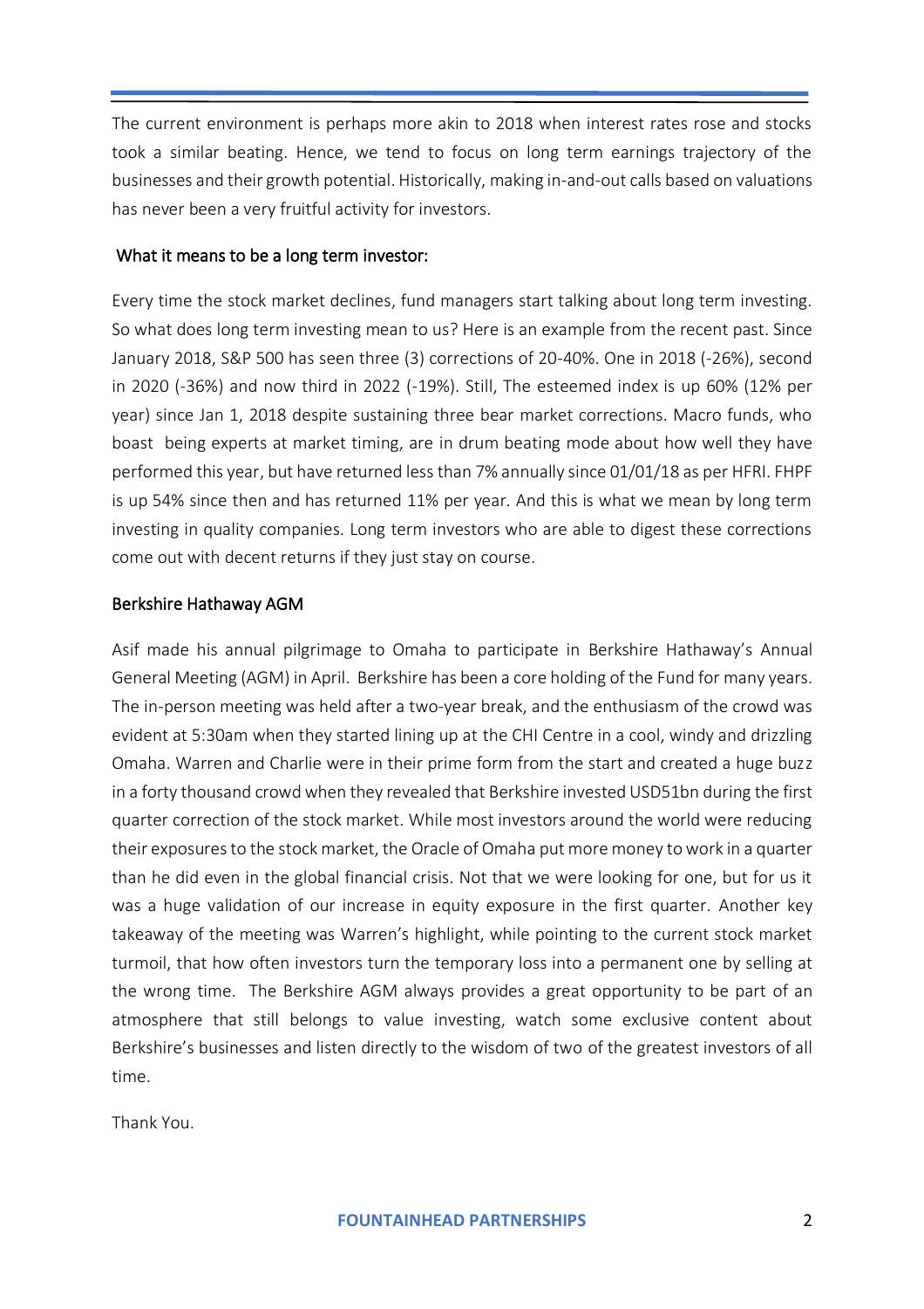The current environment is perhaps more akin to 2018 when interest rates rose and stocks took a similar beating. Hence, we tend to focus on long term earnings trajectory of the businesses and their growth potential. Historically, making in-and-out calls based on valuations has never been a very fruitful activity for investors.

## What it means to be a long term investor:

Every time the stock market declines, fund managers start talking about long term investing. So what does long term investing mean to us? Here is an example from the recent past. Since January 2018, S&P 500 has seen three (3) corrections of 20-40%. One in 2018 (-26%), second in 2020 (-36%) and now third in 2022 (-19%). Still, The esteemed index is up 60% (12% per year) since Jan 1, 2018 despite sustaining three bear market corrections. Macro funds, who boast being experts at market timing, are in drum beating mode about how well they have performed this year, but have returned less than 7% annually since 01/01/18 as per HFRI. FHPF is up 54% since then and has returned 11% per year. And this is what we mean by long term investing in quality companies. Long term investors who are able to digest these corrections come out with decent returns if they just stay on course.

## Berkshire Hathaway AGM

Asif made his annual pilgrimage to Omaha to participate in Berkshire Hathaway's Annual General Meeting (AGM) in April. Berkshire has been a core holding of the Fund for many years. The in-person meeting was held after a two-year break, and the enthusiasm of the crowd was evident at 5:30am when they started lining up at the CHI Centre in a cool, windy and drizzling Omaha. Warren and Charlie were in their prime form from the start and created a huge buzz in a forty thousand crowd when they revealed that Berkshire invested USD51bn during the first quarter correction of the stock market. While most investors around the world were reducing their exposures to the stock market, the Oracle of Omaha put more money to work in a quarter than he did even in the global financial crisis. Not that we were looking for one, but for us it was a huge validation of our increase in equity exposure in the first quarter. Another key takeaway of the meeting was Warren's highlight, while pointing to the current stock market turmoil, that how often investors turn the temporary loss into a permanent one by selling at the wrong time. The Berkshire AGM always provides a great opportunity to be part of an atmosphere that still belongs to value investing, watch some exclusive content about Berkshire's businesses and listen directly to the wisdom of two of the greatest investors of all time.

Thank You.